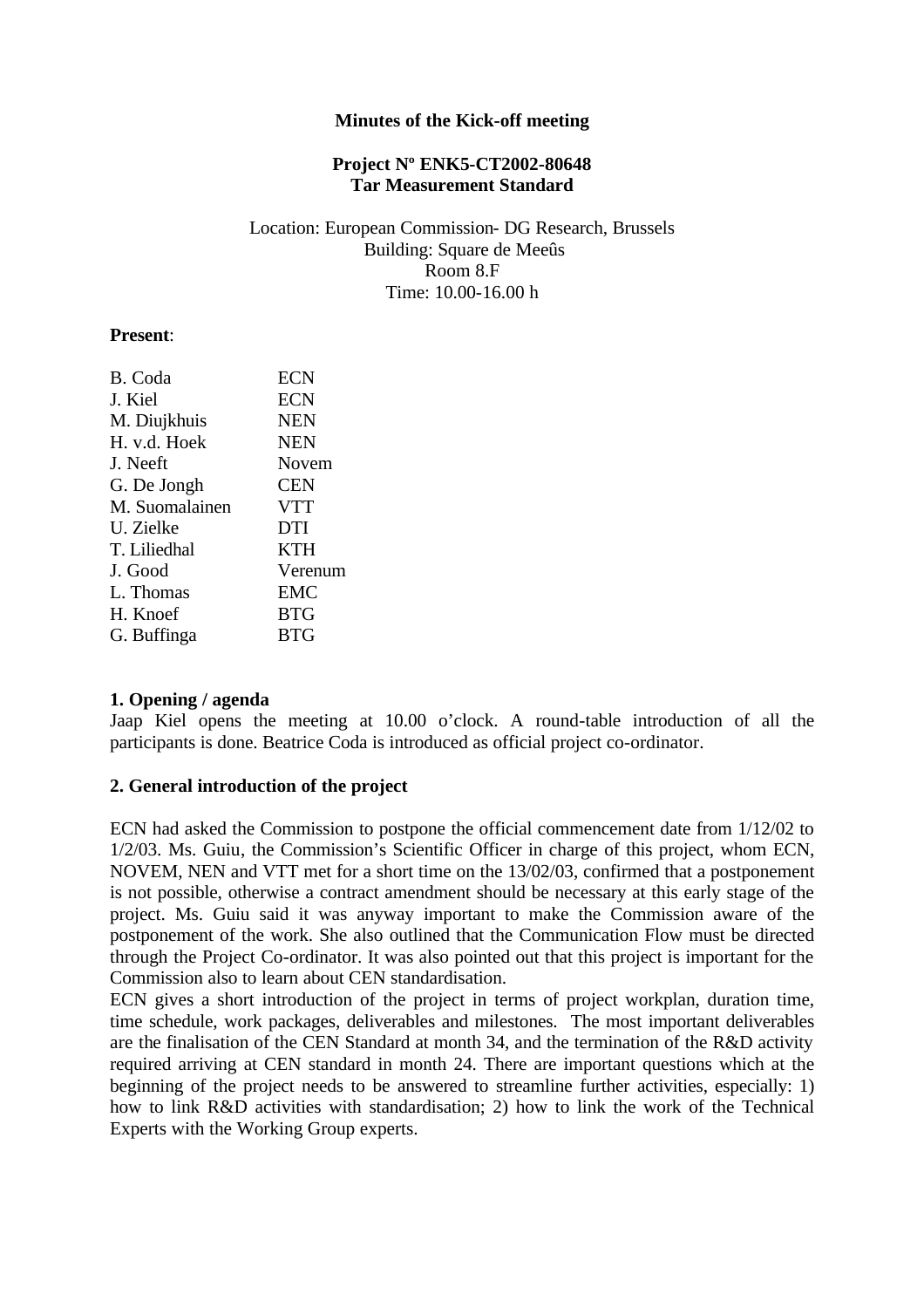**Minutes of the Kick-off meeting**

**Project Nº ENK5-CT2002-80648**
**Tar Measurement Standard**

Location: European Commission- DG Research, Brussels
Building: Square de Meeûs
Room 8.F
Time: 10.00-16.00 h

**Present**:

| | |
|---|---|
| B. Coda | ECN |
| J. Kiel | ECN |
| M. Diujkhuis | NEN |
| H. v.d. Hoek | NEN |
| J. Neeft | Novem |
| G. De Jongh | CEN |
| M. Suomalainen | VTT |
| U. Zielke | DTI |
| T. Liliedhal | KTH |
| J. Good | Verenum |
| L. Thomas | EMC |
| H. Knoef | BTG |
| G. Buffinga | BTG |

**1. Opening / agenda**

Jaap Kiel opens the meeting at 10.00 o'clock. A round-table introduction of all the participants is done. Beatrice Coda is introduced as official project co-ordinator.

**2. General introduction of the project**

ECN had asked the Commission to postpone the official commencement date from 1/12/02 to 1/2/03. Ms. Guiu, the Commission's Scientific Officer in charge of this project, whom ECN, NOVEM, NEN and VTT met for a short time on the 13/02/03, confirmed that a postponement is not possible, otherwise a contract amendment should be necessary at this early stage of the project. Ms. Guiu said it was anyway important to make the Commission aware of the postponement of the work. She also outlined that the Communication Flow must be directed through the Project Co-ordinator. It was also pointed out that this project is important for the Commission also to learn about CEN standardisation.

ECN gives a short introduction of the project in terms of project workplan, duration time, time schedule, work packages, deliverables and milestones. The most important deliverables are the finalisation of the CEN Standard at month 34, and the termination of the R&D activity required arriving at CEN standard in month 24. There are important questions which at the beginning of the project needs to be answered to streamline further activities, especially: 1) how to link R&D activities with standardisation; 2) how to link the work of the Technical Experts with the Working Group experts.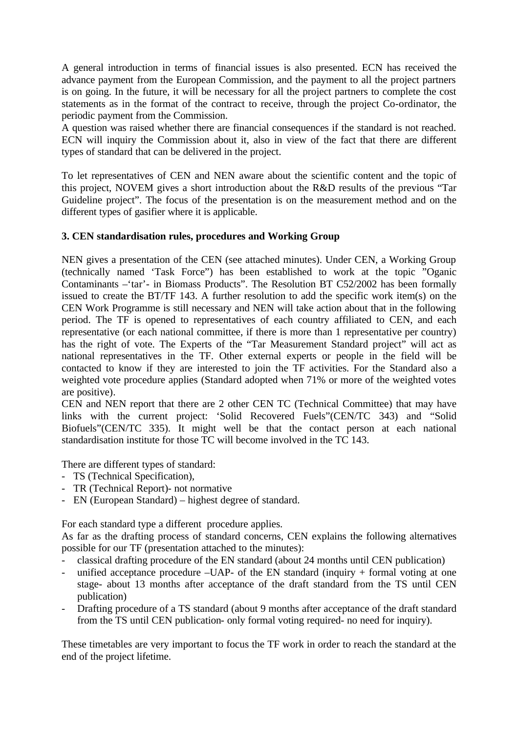A general introduction in terms of financial issues is also presented. ECN has received the advance payment from the European Commission, and the payment to all the project partners is on going. In the future, it will be necessary for all the project partners to complete the cost statements as in the format of the contract to receive, through the project Co-ordinator, the periodic payment from the Commission.

A question was raised whether there are financial consequences if the standard is not reached. ECN will inquiry the Commission about it, also in view of the fact that there are different types of standard that can be delivered in the project.

To let representatives of CEN and NEN aware about the scientific content and the topic of this project, NOVEM gives a short introduction about the R&D results of the previous "Tar Guideline project". The focus of the presentation is on the measurement method and on the different types of gasifier where it is applicable.

**3. CEN standardisation rules, procedures and Working Group**

NEN gives a presentation of the CEN (see attached minutes). Under CEN, a Working Group (technically named 'Task Force") has been established to work at the topic "Oganic Contaminants –'tar'- in Biomass Products". The Resolution BT C52/2002 has been formally issued to create the BT/TF 143. A further resolution to add the specific work item(s) on the CEN Work Programme is still necessary and NEN will take action about that in the following period. The TF is opened to representatives of each country affiliated to CEN, and each representative (or each national committee, if there is more than 1 representative per country) has the right of vote. The Experts of the "Tar Measurement Standard project" will act as national representatives in the TF. Other external experts or people in the field will be contacted to know if they are interested to join the TF activities. For the Standard also a weighted vote procedure applies (Standard adopted when 71% or more of the weighted votes are positive).

CEN and NEN report that there are 2 other CEN TC (Technical Committee) that may have links with the current project: 'Solid Recovered Fuels"(CEN/TC 343) and "Solid Biofuels"(CEN/TC 335). It might well be that the contact person at each national standardisation institute for those TC will become involved in the TC 143.

There are different types of standard:

- TS (Technical Specification),
- TR (Technical Report)- not normative
- EN (European Standard) – highest degree of standard.

For each standard type a different procedure applies.

As far as the drafting process of standard concerns, CEN explains the following alternatives possible for our TF (presentation attached to the minutes):

- classical drafting procedure of the EN standard (about 24 months until CEN publication)
- unified acceptance procedure –UAP- of the EN standard (inquiry + formal voting at one stage- about 13 months after acceptance of the draft standard from the TS until CEN publication)
- Drafting procedure of a TS standard (about 9 months after acceptance of the draft standard from the TS until CEN publication- only formal voting required- no need for inquiry).

These timetables are very important to focus the TF work in order to reach the standard at the end of the project lifetime.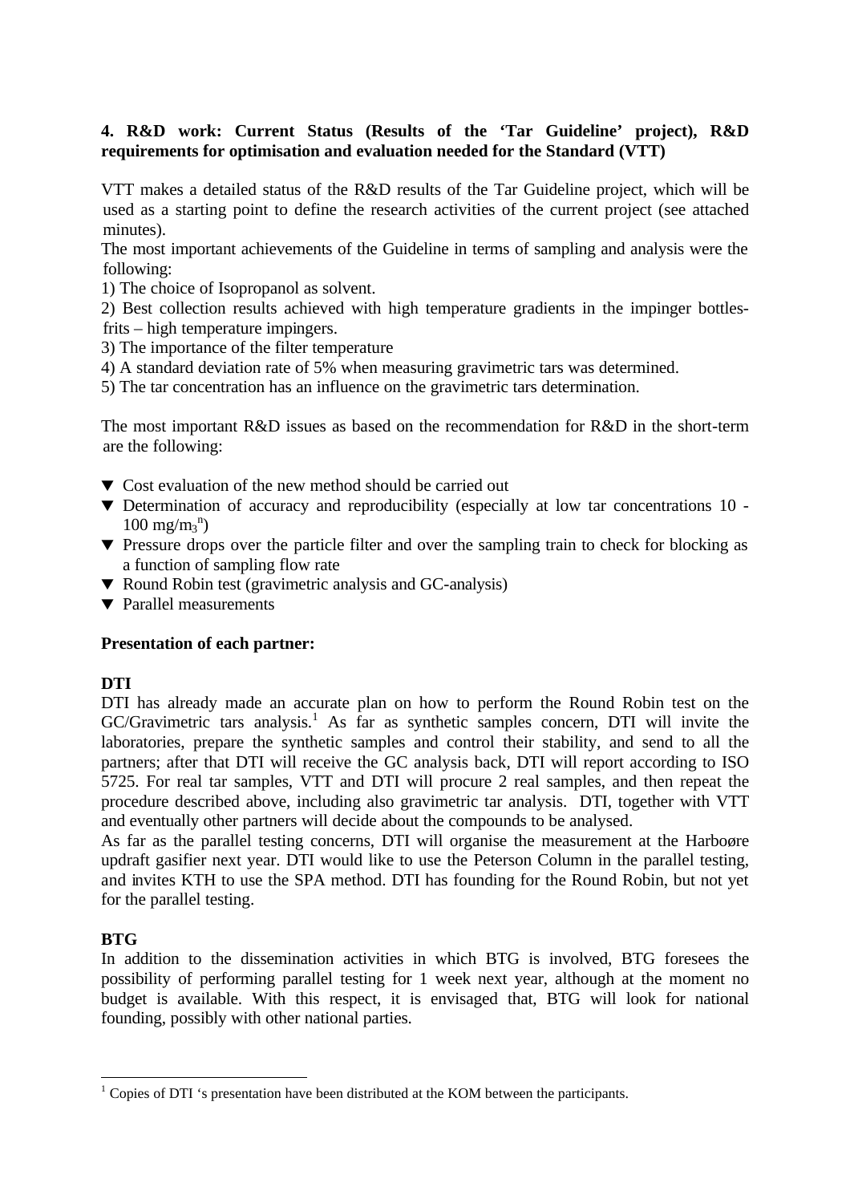**4. R&D work: Current Status (Results of the 'Tar Guideline' project), R&D requirements for optimisation and evaluation needed for the Standard (VTT)**

VTT makes a detailed status of the R&D results of the Tar Guideline project, which will be used as a starting point to define the research activities of the current project (see attached minutes).

The most important achievements of the Guideline in terms of sampling and analysis were the following:

1) The choice of Isopropanol as solvent.
2) Best collection results achieved with high temperature gradients in the impinger bottles-frits – high temperature impingers.
3) The importance of the filter temperature
4) A standard deviation rate of 5% when measuring gravimetric tars was determined.
5) The tar concentration has an influence on the gravimetric tars determination.

The most important R&D issues as based on the recommendation for R&D in the short-term are the following:

- Cost evaluation of the new method should be carried out
- Determination of accuracy and reproducibility (especially at low tar concentrations 10 - 100 $mg/m_3^n$)
- Pressure drops over the particle filter and over the sampling train to check for blocking as a function of sampling flow rate
- Round Robin test (gravimetric analysis and GC-analysis)
- Parallel measurements

**Presentation of each partner:**

**DTI**

DTI has already made an accurate plan on how to perform the Round Robin test on the GC/Gravimetric tars analysis.[1] As far as synthetic samples concern, DTI will invite the laboratories, prepare the synthetic samples and control their stability, and send to all the partners; after that DTI will receive the GC analysis back, DTI will report according to ISO 5725. For real tar samples, VTT and DTI will procure 2 real samples, and then repeat the procedure described above, including also gravimetric tar analysis. DTI, together with VTT and eventually other partners will decide about the compounds to be analysed.

As far as the parallel testing concerns, DTI will organise the measurement at the Harboøre updraft gasifier next year. DTI would like to use the Peterson Column in the parallel testing, and invites KTH to use the SPA method. DTI has founding for the Round Robin, but not yet for the parallel testing.

**BTG**

In addition to the dissemination activities in which BTG is involved, BTG foresees the possibility of performing parallel testing for 1 week next year, although at the moment no budget is available. With this respect, it is envisaged that, BTG will look for national founding, possibly with other national parties.

[1] Copies of DTI 's presentation have been distributed at the KOM between the participants.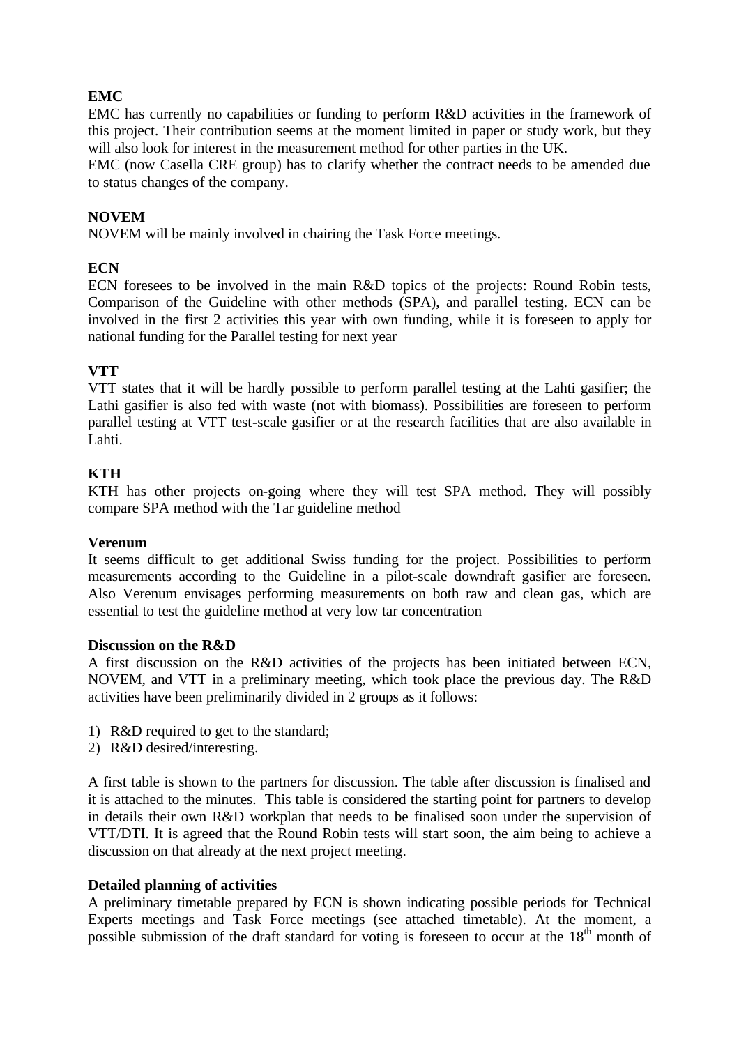**EMC**

EMC has currently no capabilities or funding to perform R&D activities in the framework of this project. Their contribution seems at the moment limited in paper or study work, but they will also look for interest in the measurement method for other parties in the UK.

EMC (now Casella CRE group) has to clarify whether the contract needs to be amended due to status changes of the company.

**NOVEM**

NOVEM will be mainly involved in chairing the Task Force meetings.

**ECN**

ECN foresees to be involved in the main R&D topics of the projects: Round Robin tests, Comparison of the Guideline with other methods (SPA), and parallel testing. ECN can be involved in the first 2 activities this year with own funding, while it is foreseen to apply for national funding for the Parallel testing for next year

**VTT**

VTT states that it will be hardly possible to perform parallel testing at the Lahti gasifier; the Lathi gasifier is also fed with waste (not with biomass). Possibilities are foreseen to perform parallel testing at VTT test-scale gasifier or at the research facilities that are also available in Lahti.

**KTH**

KTH has other projects on-going where they will test SPA method. They will possibly compare SPA method with the Tar guideline method

**Verenum**

It seems difficult to get additional Swiss funding for the project. Possibilities to perform measurements according to the Guideline in a pilot-scale downdraft gasifier are foreseen. Also Verenum envisages performing measurements on both raw and clean gas, which are essential to test the guideline method at very low tar concentration

**Discussion on the R&D**

A first discussion on the R&D activities of the projects has been initiated between ECN, NOVEM, and VTT in a preliminary meeting, which took place the previous day. The R&D activities have been preliminarily divided in 2 groups as it follows:

1) R&D required to get to the standard;
2) R&D desired/interesting.

A first table is shown to the partners for discussion. The table after discussion is finalised and it is attached to the minutes. This table is considered the starting point for partners to develop in details their own R&D workplan that needs to be finalised soon under the supervision of VTT/DTI. It is agreed that the Round Robin tests will start soon, the aim being to achieve a discussion on that already at the next project meeting.

**Detailed planning of activities**

A preliminary timetable prepared by ECN is shown indicating possible periods for Technical Experts meetings and Task Force meetings (see attached timetable). At the moment, a possible submission of the draft standard for voting is foreseen to occur at the 18th month of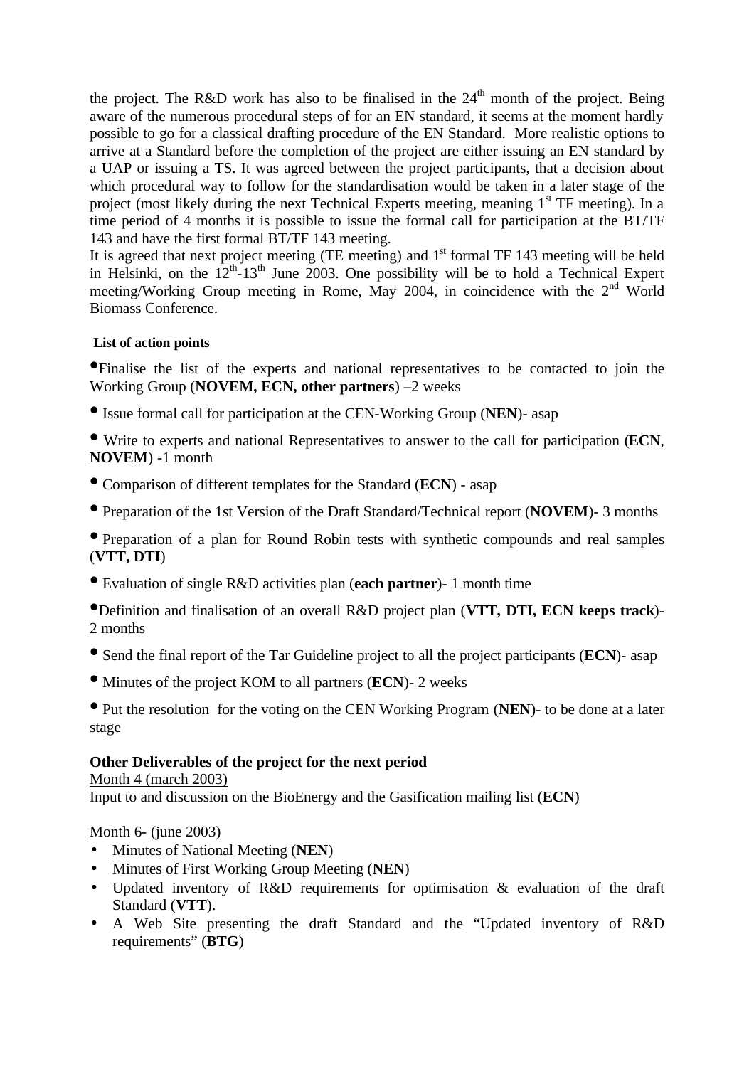the project. The R&D work has also to be finalised in the 24th month of the project. Being aware of the numerous procedural steps of for an EN standard, it seems at the moment hardly possible to go for a classical drafting procedure of the EN Standard. More realistic options to arrive at a Standard before the completion of the project are either issuing an EN standard by a UAP or issuing a TS. It was agreed between the project participants, that a decision about which procedural way to follow for the standardisation would be taken in a later stage of the project (most likely during the next Technical Experts meeting, meaning 1st TF meeting). In a time period of 4 months it is possible to issue the formal call for participation at the BT/TF 143 and have the first formal BT/TF 143 meeting.

It is agreed that next project meeting (TE meeting) and 1st formal TF 143 meeting will be held in Helsinki, on the 12th-13th June 2003. One possibility will be to hold a Technical Expert meeting/Working Group meeting in Rome, May 2004, in coincidence with the 2nd World Biomass Conference.

**List of action points**

- Finalise the list of the experts and national representatives to be contacted to join the Working Group (**NOVEM, ECN, other partners**) –2 weeks
- Issue formal call for participation at the CEN-Working Group (**NEN**)- asap
- Write to experts and national Representatives to answer to the call for participation (**ECN**, **NOVEM**) -1 month
- Comparison of different templates for the Standard (**ECN**) - asap
- Preparation of the 1st Version of the Draft Standard/Technical report (**NOVEM**)- 3 months
- Preparation of a plan for Round Robin tests with synthetic compounds and real samples (**VTT, DTI**)
- Evaluation of single R&D activities plan (**each partner**)- 1 month time
- Definition and finalisation of an overall R&D project plan (**VTT, DTI, ECN keeps track**)- 2 months
- Send the final report of the Tar Guideline project to all the project participants (**ECN**)- asap
- Minutes of the project KOM to all partners (**ECN**)- 2 weeks
- Put the resolution for the voting on the CEN Working Program (**NEN**)- to be done at a later stage

**Other Deliverables of the project for the next period**

Month 4 (march 2003)

Input to and discussion on the BioEnergy and the Gasification mailing list (**ECN**)

Month 6- (june 2003)

- Minutes of National Meeting (**NEN**)
- Minutes of First Working Group Meeting (**NEN**)
- Updated inventory of R&D requirements for optimisation & evaluation of the draft Standard (**VTT**).
- A Web Site presenting the draft Standard and the "Updated inventory of R&D requirements" (**BTG**)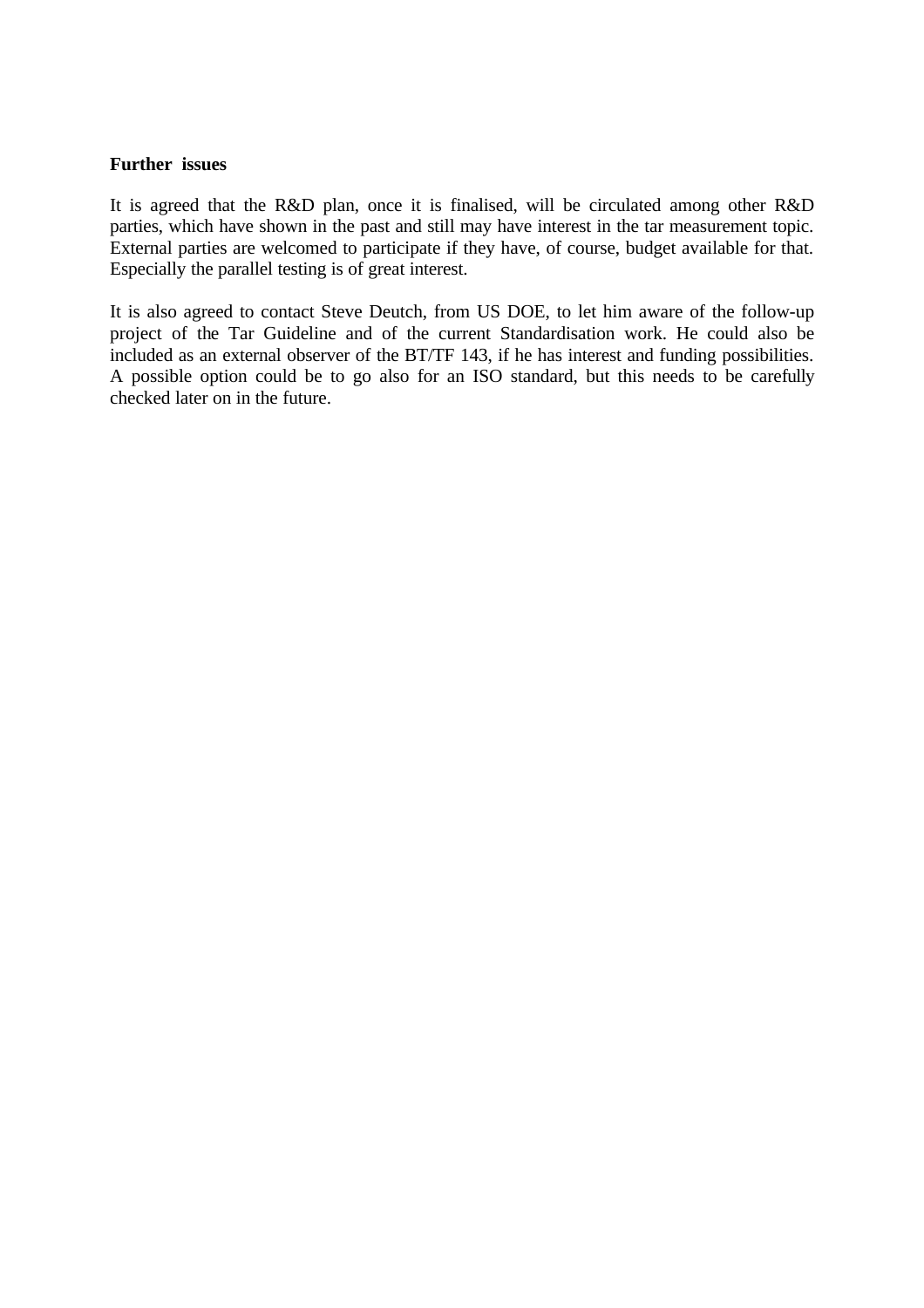**Further issues**

It is agreed that the R&D plan, once it is finalised, will be circulated among other R&D parties, which have shown in the past and still may have interest in the tar measurement topic. External parties are welcomed to participate if they have, of course, budget available for that. Especially the parallel testing is of great interest.

It is also agreed to contact Steve Deutch, from US DOE, to let him aware of the follow-up project of the Tar Guideline and of the current Standardisation work. He could also be included as an external observer of the BT/TF 143, if he has interest and funding possibilities. A possible option could be to go also for an ISO standard, but this needs to be carefully checked later on in the future.